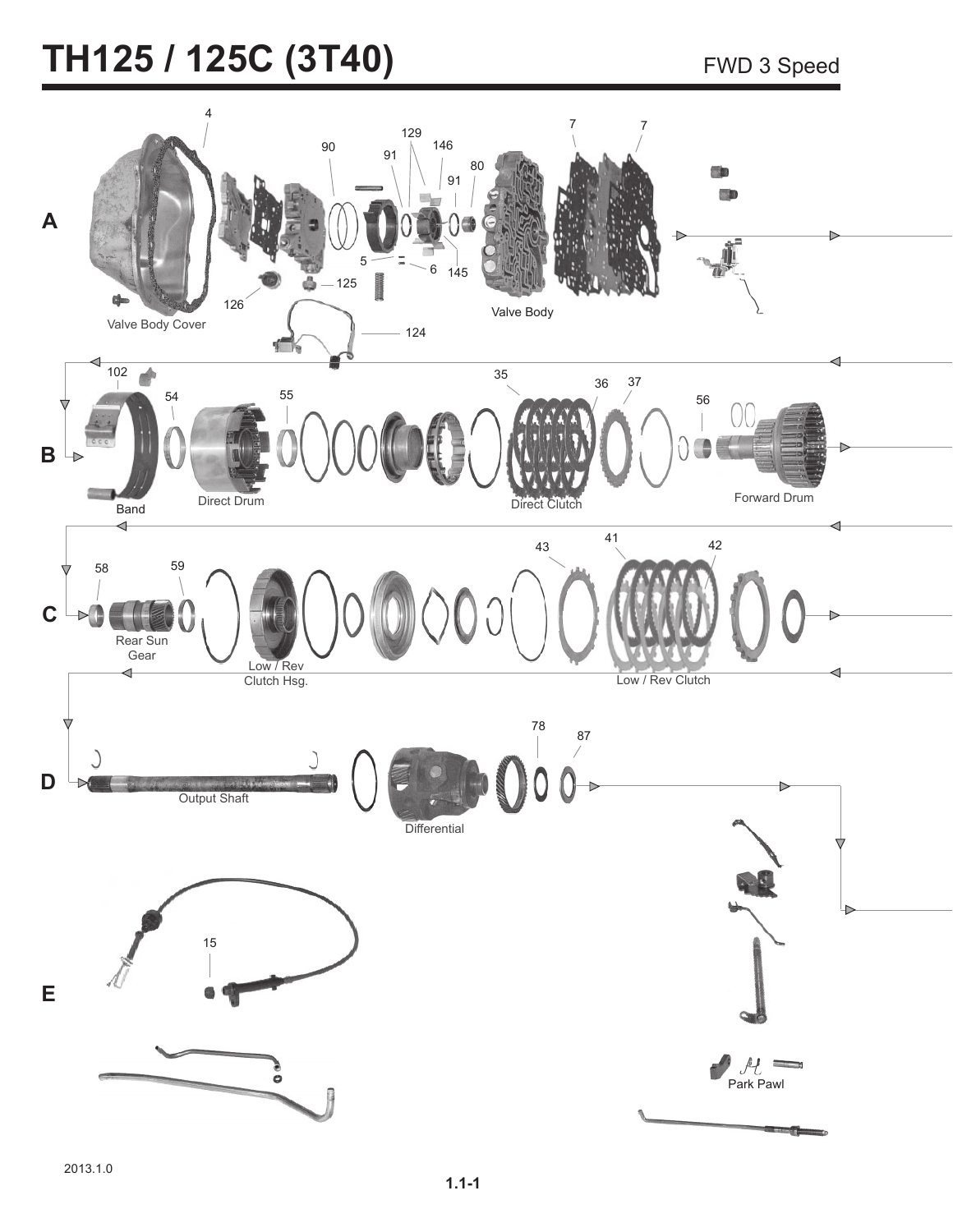# TH125 / 125C (3T40)

FWD 3 Speed

**A**

4

90

129

91

146

91

80

7

7

5

6

145

125

126

124

Valve Body Cover

Valve Body

**B**

102

54

55

35

36

37

56

Band

Direct Drum

Direct Clutch

Forward Drum

**C**

58

59

43

41

42

Rear Sun Gear

Low / Rev Clutch Hsg.

Low / Rev Clutch

**D**

78

87

Output Shaft

Differential

**E**

15

Park Pawl

2013.1.0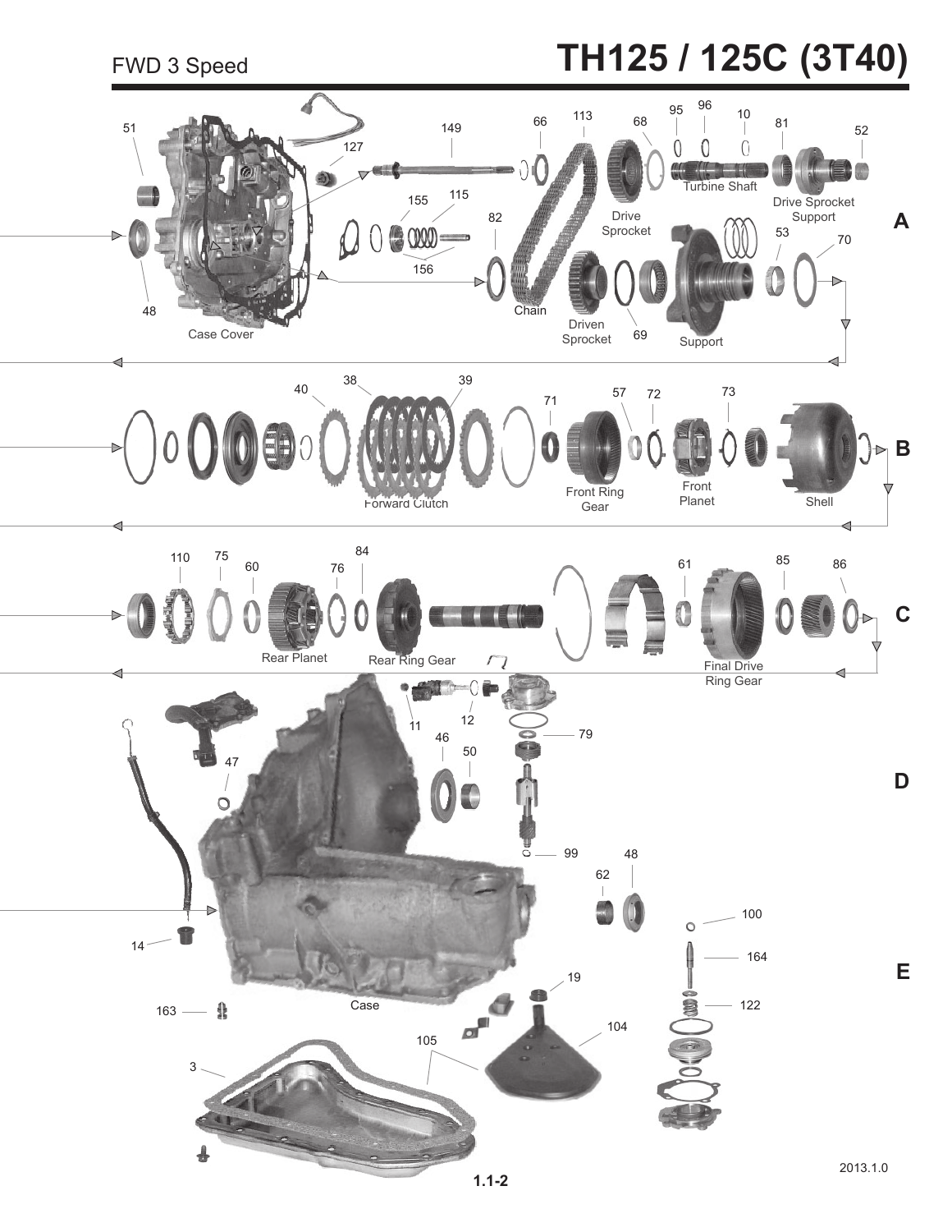FWD 3 Speed

# TH125 / 125C (3T40)

A

51, 48, Case Cover, 127, 149, 155, 115, 156, 82, 66, 113, Chain, 68, Drive Sprocket, Driven Sprocket, 69, 95, 96, 10, Turbine Shaft, 81, 52, Drive Sprocket Support, Support, 53, 70

B

40, 38, 39, Forward Clutch, 71, Front Ring Gear, 57, 72, 73, Front Planet, Shell

C

110, 75, 60, Rear Planet, 76, 84, Rear Ring Gear, 61, Final Drive Ring Gear, 85, 86

D

47, 11, 12, 46, 50, 79, 99, 62, 48

E

14, 163, Case, 3, 105, 19, 104, 100, 164, 122

2013.1.0

1.1-2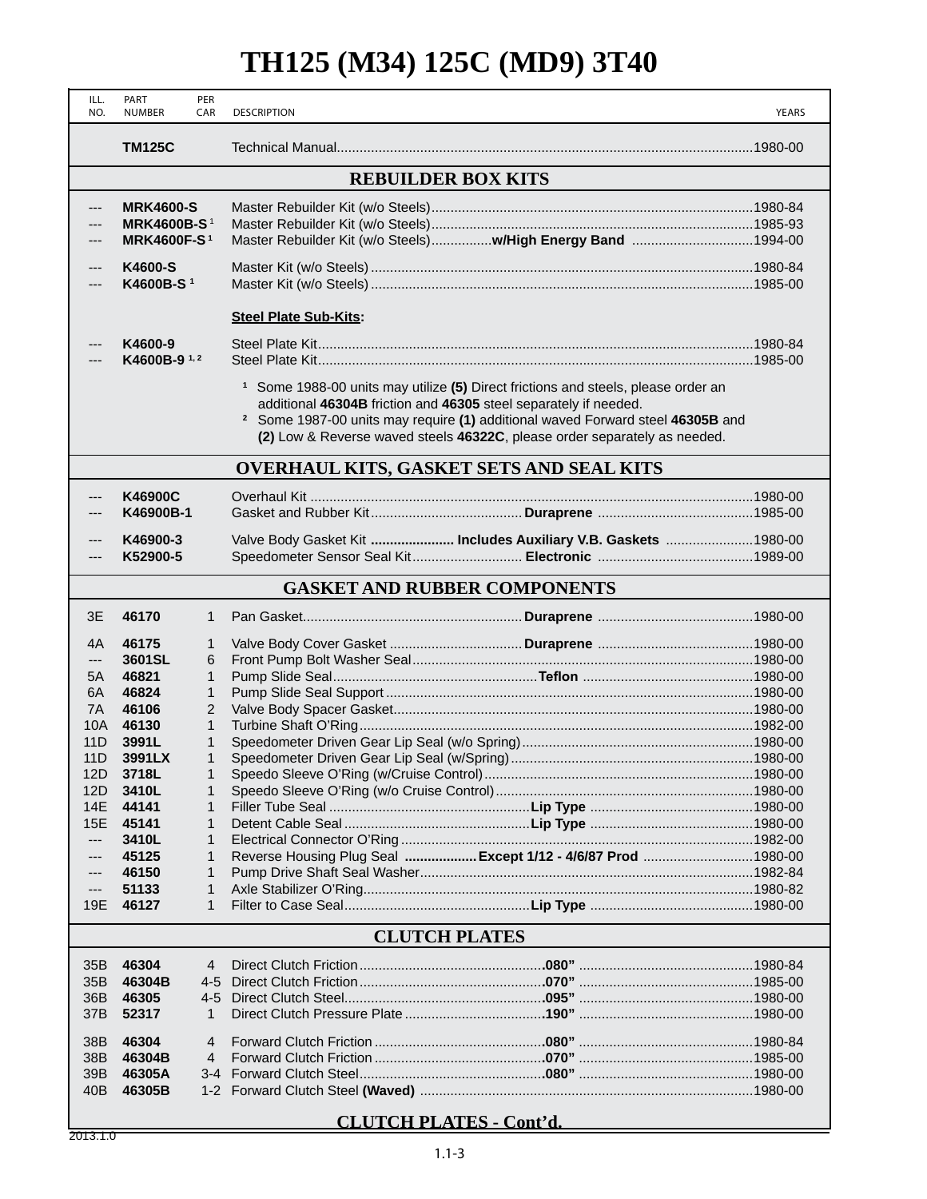# TH125 (M34) 125C (MD9) 3T40

| ILL. NO. | PART NUMBER | PER CAR | DESCRIPTION | YEARS |
|---|---|---|---|---|
| | **TM125C** | | Technical Manual | 1980-00 |
| | | | **REBUILDER BOX KITS** | |
| --- | **MRK4600-S** | | Master Rebuilder Kit (w/o Steels) | 1980-84 |
| --- | **MRK4600B-S** [1] | | Master Rebuilder Kit (w/o Steels) | 1985-93 |
| --- | **MRK4600F-S** [1] | | Master Rebuilder Kit (w/o Steels) **w/High Energy Band** | 1994-00 |
| --- | **K4600-S** | | Master Kit (w/o Steels) | 1980-84 |
| --- | **K4600B-S** [1] | | Master Kit (w/o Steels) | 1985-00 |
| | | | **Steel Plate Sub-Kits**: | |
| --- | **K4600-9** | | Steel Plate Kit | 1980-84 |
| --- | **K4600B-9** [1, 2] | | Steel Plate Kit | 1985-00 |
| | | | [1] Some 1988-00 units may utilize **(5)** Direct frictions and steels, please order an additional **46304B** friction and **46305** steel separately if needed. | |
| | | | [2] Some 1987-00 units may require **(1)** additional waved Forward steel **46305B** and **(2)** Low & Reverse waved steels **46322C**, please order separately as needed. | |
| | | | **OVERHAUL KITS, GASKET SETS AND SEAL KITS** | |
| --- | **K46900C** | | Overhaul Kit | 1980-00 |
| --- | **K46900B-1** | | Gasket and Rubber Kit **Duraprene** | 1985-00 |
| --- | **K46900-3** | | Valve Body Gasket Kit **Includes Auxiliary V.B. Gaskets** | 1980-00 |
| --- | **K52900-5** | | Speedometer Sensor Seal Kit **Electronic** | 1989-00 |
| | | | **GASKET AND RUBBER COMPONENTS** | |
| 3E | **46170** | 1 | Pan Gasket **Duraprene** | 1980-00 |
| 4A | **46175** | 1 | Valve Body Cover Gasket **Duraprene** | 1980-00 |
| --- | **3601SL** | 6 | Front Pump Bolt Washer Seal | 1980-00 |
| 5A | **46821** | 1 | Pump Slide Seal **Teflon** | 1980-00 |
| 6A | **46824** | 1 | Pump Slide Seal Support | 1980-00 |
| 7A | **46106** | 2 | Valve Body Spacer Gasket | 1980-00 |
| 10A | **46130** | 1 | Turbine Shaft O'Ring | 1982-00 |
| 11D | **3991L** | 1 | Speedometer Driven Gear Lip Seal (w/o Spring) | 1980-00 |
| 11D | **3991LX** | 1 | Speedometer Driven Gear Lip Seal (w/Spring) | 1980-00 |
| 12D | **3718L** | 1 | Speedo Sleeve O'Ring (w/Cruise Control) | 1980-00 |
| 12D | **3410L** | 1 | Speedo Sleeve O'Ring (w/o Cruise Control) | 1980-00 |
| 14E | **44141** | 1 | Filler Tube Seal **Lip Type** | 1980-00 |
| 15E | **45141** | 1 | Detent Cable Seal **Lip Type** | 1980-00 |
| --- | **3410L** | 1 | Electrical Connector O'Ring | 1982-00 |
| --- | **45125** | 1 | Reverse Housing Plug Seal **Except 1/12 - 4/6/87 Prod** | 1980-00 |
| --- | **46150** | 1 | Pump Drive Shaft Seal Washer | 1982-84 |
| --- | **51133** | 1 | Axle Stabilizer O'Ring | 1980-82 |
| 19E | **46127** | 1 | Filter to Case Seal **Lip Type** | 1980-00 |
| | | | **CLUTCH PLATES** | |
| 35B | **46304** | 4 | Direct Clutch Friction **.080"** | 1980-84 |
| 35B | **46304B** | 4-5 | Direct Clutch Friction **.070"** | 1985-00 |
| 36B | **46305** | 4-5 | Direct Clutch Steel **.095"** | 1980-00 |
| 37B | **52317** | 1 | Direct Clutch Pressure Plate **.190"** | 1980-00 |
| 38B | **46304** | 4 | Forward Clutch Friction **.080"** | 1980-84 |
| 38B | **46304B** | 4 | Forward Clutch Friction **.070"** | 1985-00 |
| 39B | **46305A** | 3-4 | Forward Clutch Steel **.080"** | 1980-00 |
| 40B | **46305B** | 1-2 | Forward Clutch Steel **(Waved)** | 1980-00 |

**CLUTCH PLATES - Cont'd.**

2013.1.0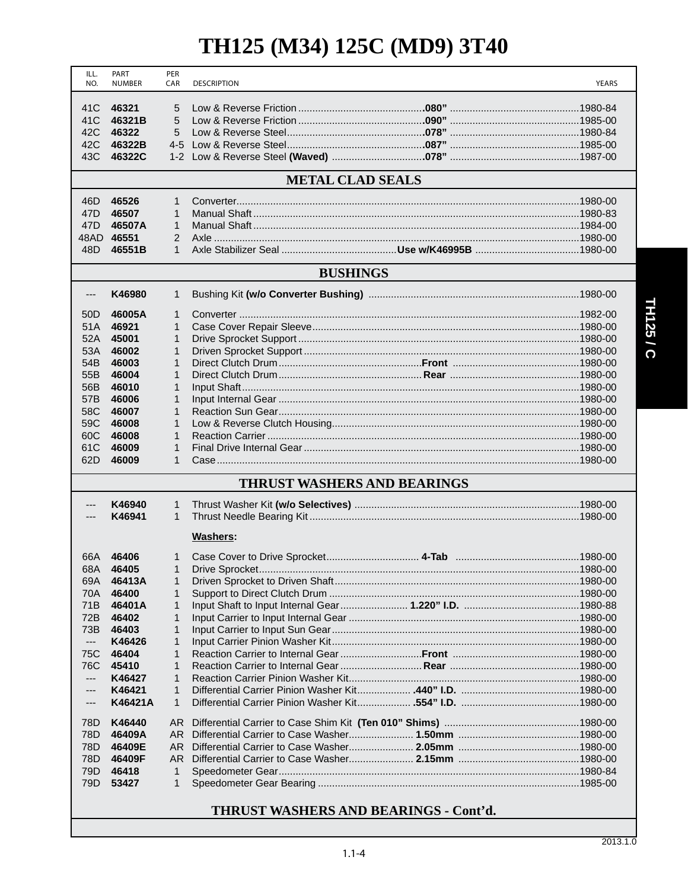# TH125 (M34) 125C (MD9) 3T40

| ILL. NO. | PART NUMBER | PER CAR | DESCRIPTION | | YEARS |
|---|---|---|---|---|---|
| 41C | **46321** | 5 | Low & Reverse Friction | **.080”** | 1980-84 |
| 41C | **46321B** | 5 | Low & Reverse Friction | **.090”** | 1985-00 |
| 42C | **46322** | 5 | Low & Reverse Steel | **.078”** | 1980-84 |
| 42C | **46322B** | 4-5 | Low & Reverse Steel | **.087”** | 1985-00 |
| 43C | **46322C** | 1-2 | Low & Reverse Steel **(Waved)** | **.078”** | 1987-00 |
| | | | **METAL CLAD SEALS** | | |
| 46D | **46526** | 1 | Converter | | 1980-00 |
| 47D | **46507** | 1 | Manual Shaft | | 1980-83 |
| 47D | **46507A** | 1 | Manual Shaft | | 1984-00 |
| 48AD | **46551** | 2 | Axle | | 1980-00 |
| 48D | **46551B** | 1 | Axle Stabilizer Seal | **Use w/K46995B** | 1980-00 |
| | | | **BUSHINGS** | | |
| --- | **K46980** | 1 | Bushing Kit **(w/o Converter Bushing)** | | 1980-00 |
| 50D | **46005A** | 1 | Converter | | 1982-00 |
| 51A | **46921** | 1 | Case Cover Repair Sleeve | | 1980-00 |
| 52A | **45001** | 1 | Drive Sprocket Support | | 1980-00 |
| 53A | **46002** | 1 | Driven Sprocket Support | | 1980-00 |
| 54B | **46003** | 1 | Direct Clutch Drum | **Front** | 1980-00 |
| 55B | **46004** | 1 | Direct Clutch Drum | **Rear** | 1980-00 |
| 56B | **46010** | 1 | Input Shaft | | 1980-00 |
| 57B | **46006** | 1 | Input Internal Gear | | 1980-00 |
| 58C | **46007** | 1 | Reaction Sun Gear | | 1980-00 |
| 59C | **46008** | 1 | Low & Reverse Clutch Housing | | 1980-00 |
| 60C | **46008** | 1 | Reaction Carrier | | 1980-00 |
| 61C | **46009** | 1 | Final Drive Internal Gear | | 1980-00 |
| 62D | **46009** | 1 | Case | | 1980-00 |
| | | | **THRUST WASHERS AND BEARINGS** | | |
| --- | **K46940** | 1 | Thrust Washer Kit **(w/o Selectives)** | | 1980-00 |
| --- | **K46941** | 1 | Thrust Needle Bearing Kit | | 1980-00 |
| | | | **Washers:** | | |
| 66A | **46406** | 1 | Case Cover to Drive Sprocket | **4-Tab** | 1980-00 |
| 68A | **46405** | 1 | Drive Sprocket | | 1980-00 |
| 69A | **46413A** | 1 | Driven Sprocket to Driven Shaft | | 1980-00 |
| 70A | **46400** | 1 | Support to Direct Clutch Drum | | 1980-00 |
| 71B | **46401A** | 1 | Input Shaft to Input Internal Gear | **1.220” I.D.** | 1980-88 |
| 72B | **46402** | 1 | Input Carrier to Input Internal Gear | | 1980-00 |
| 73B | **46403** | 1 | Input Carrier to Input Sun Gear | | 1980-00 |
| --- | **K46426** | 1 | Input Carrier Pinion Washer Kit | | 1980-00 |
| 75C | **46404** | 1 | Reaction Carrier to Internal Gear | **Front** | 1980-00 |
| 76C | **45410** | 1 | Reaction Carrier to Internal Gear | **Rear** | 1980-00 |
| --- | **K46427** | 1 | Reaction Carrier Pinion Washer Kit | | 1980-00 |
| --- | **K46421** | 1 | Differential Carrier Pinion Washer Kit | **.440” I.D.** | 1980-00 |
| --- | **K46421A** | 1 | Differential Carrier Pinion Washer Kit | **.554” I.D.** | 1980-00 |
| 78D | **K46440** | AR | Differential Carrier to Case Shim Kit **(Ten 010” Shims)** | | 1980-00 |
| 78D | **46409A** | AR | Differential Carrier to Case Washer | **1.50mm** | 1980-00 |
| 78D | **46409E** | AR | Differential Carrier to Case Washer | **2.05mm** | 1980-00 |
| 78D | **46409F** | AR | Differential Carrier to Case Washer | **2.15mm** | 1980-00 |
| 79D | **46418** | 1 | Speedometer Gear | | 1980-84 |
| 79D | **53427** | 1 | Speedometer Gear Bearing | | 1985-00 |

**THRUST WASHERS AND BEARINGS - Cont’d.**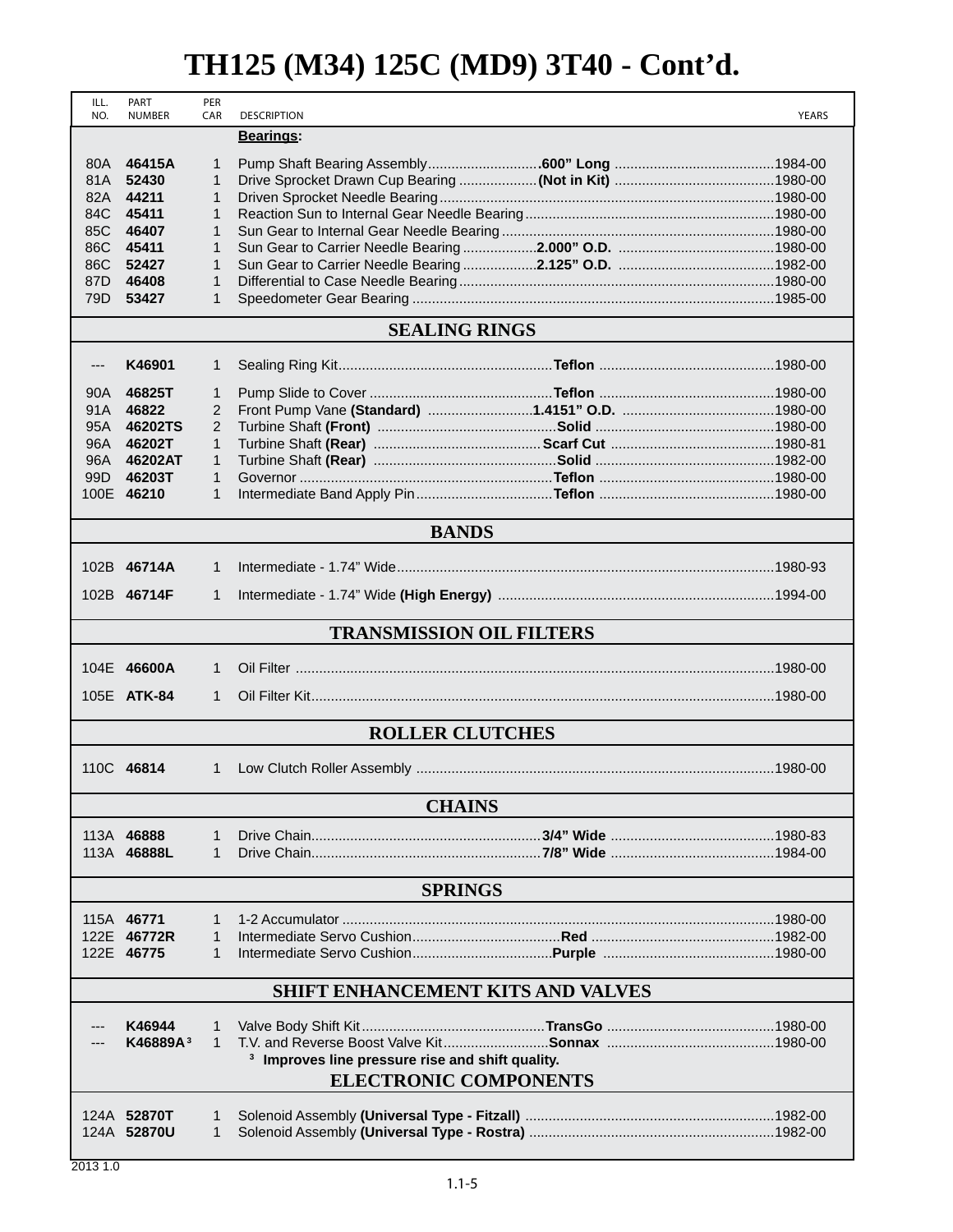# TH125 (M34) 125C (MD9) 3T40 - Cont'd.

| ILL. NO. | PART NUMBER | PER CAR | DESCRIPTION | YEARS |
|---|---|---|---|---|
| | | | **Bearings:** | |
| 80A | **46415A** | 1 | Pump Shaft Bearing Assembly **.600" Long** | 1984-00 |
| 81A | **52430** | 1 | Drive Sprocket Drawn Cup Bearing **(Not in Kit)** | 1980-00 |
| 82A | **44211** | 1 | Driven Sprocket Needle Bearing | 1980-00 |
| 84C | **45411** | 1 | Reaction Sun to Internal Gear Needle Bearing | 1980-00 |
| 85C | **46407** | 1 | Sun Gear to Internal Gear Needle Bearing | 1980-00 |
| 86C | **45411** | 1 | Sun Gear to Carrier Needle Bearing **2.000" O.D.** | 1980-00 |
| 86C | **52427** | 1 | Sun Gear to Carrier Needle Bearing **2.125" O.D.** | 1982-00 |
| 87D | **46408** | 1 | Differential to Case Needle Bearing | 1980-00 |
| 79D | **53427** | 1 | Speedometer Gear Bearing | 1985-00 |

## SEALING RINGS

| ILL. NO. | PART NUMBER | PER CAR | DESCRIPTION | YEARS |
|---|---|---|---|---|
| --- | **K46901** | 1 | Sealing Ring Kit **Teflon** | 1980-00 |
| 90A | **46825T** | 1 | Pump Slide to Cover **Teflon** | 1980-00 |
| 91A | **46822** | 2 | Front Pump Vane **(Standard) 1.4151" O.D.** | 1980-00 |
| 95A | **46202TS** | 2 | Turbine Shaft **(Front) Solid** | 1980-00 |
| 96A | **46202T** | 1 | Turbine Shaft **(Rear) Scarf Cut** | 1980-81 |
| 96A | **46202AT** | 1 | Turbine Shaft **(Rear) Solid** | 1982-00 |
| 99D | **46203T** | 1 | Governor **Teflon** | 1980-00 |
| 100E | **46210** | 1 | Intermediate Band Apply Pin **Teflon** | 1980-00 |

## BANDS

| ILL. NO. | PART NUMBER | PER CAR | DESCRIPTION | YEARS |
|---|---|---|---|---|
| 102B | **46714A** | 1 | Intermediate - 1.74" Wide | 1980-93 |
| 102B | **46714F** | 1 | Intermediate - 1.74" Wide **(High Energy)** | 1994-00 |

## TRANSMISSION OIL FILTERS

| ILL. NO. | PART NUMBER | PER CAR | DESCRIPTION | YEARS |
|---|---|---|---|---|
| 104E | **46600A** | 1 | Oil Filter | 1980-00 |
| 105E | **ATK-84** | 1 | Oil Filter Kit | 1980-00 |

## ROLLER CLUTCHES

| ILL. NO. | PART NUMBER | PER CAR | DESCRIPTION | YEARS |
|---|---|---|---|---|
| 110C | **46814** | 1 | Low Clutch Roller Assembly | 1980-00 |

## CHAINS

| ILL. NO. | PART NUMBER | PER CAR | DESCRIPTION | YEARS |
|---|---|---|---|---|
| 113A | **46888** | 1 | Drive Chain **3/4" Wide** | 1980-83 |
| 113A | **46888L** | 1 | Drive Chain **7/8" Wide** | 1984-00 |

## SPRINGS

| ILL. NO. | PART NUMBER | PER CAR | DESCRIPTION | YEARS |
|---|---|---|---|---|
| 115A | **46771** | 1 | 1-2 Accumulator | 1980-00 |
| 122E | **46772R** | 1 | Intermediate Servo Cushion **Red** | 1982-00 |
| 122E | **46775** | 1 | Intermediate Servo Cushion **Purple** | 1980-00 |

## SHIFT ENHANCEMENT KITS AND VALVES

| ILL. NO. | PART NUMBER | PER CAR | DESCRIPTION | YEARS |
|---|---|---|---|---|
| --- | **K46944** | 1 | Valve Body Shift Kit **TransGo** | 1980-00 |
| --- | **K46889A**[3] | 1 | T.V. and Reverse Boost Valve Kit **Sonnax** | 1980-00 |

[3] **Improves line pressure rise and shift quality.**

## ELECTRONIC COMPONENTS

| ILL. NO. | PART NUMBER | PER CAR | DESCRIPTION | YEARS |
|---|---|---|---|---|
| 124A | **52870T** | 1 | Solenoid Assembly **(Universal Type - Fitzall)** | 1982-00 |
| 124A | **52870U** | 1 | Solenoid Assembly **(Universal Type - Rostra)** | 1982-00 |

2013 1.0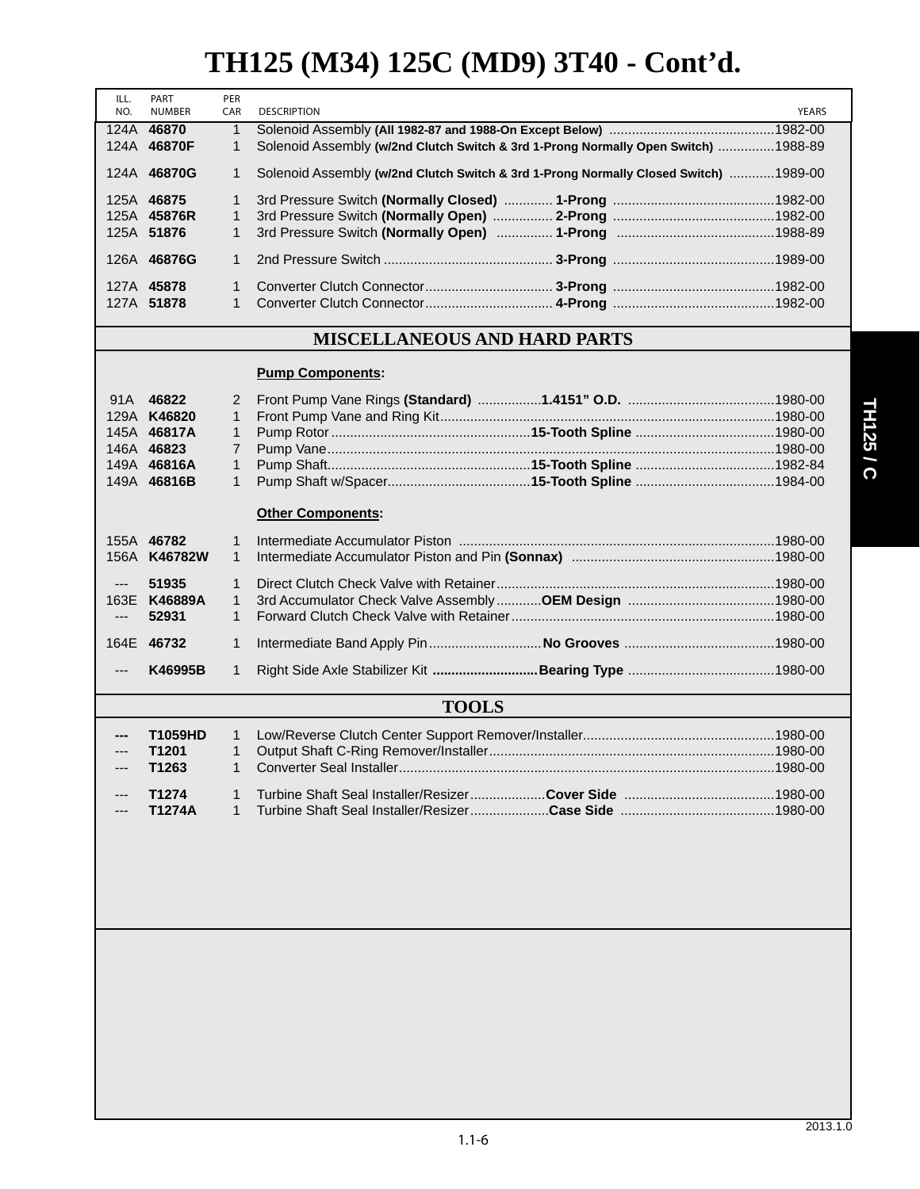# TH125 (M34) 125C (MD9) 3T40 - Cont'd.

| ILL. NO. | PART NUMBER | PER CAR | DESCRIPTION | YEARS |
|---|---|---|---|---|
| 124A | **46870** | 1 | Solenoid Assembly **(All 1982-87 and 1988-On Except Below)** | 1982-00 |
| 124A | **46870F** | 1 | Solenoid Assembly **(w/2nd Clutch Switch & 3rd 1-Prong Normally Open Switch)** | 1988-89 |
| 124A | **46870G** | 1 | Solenoid Assembly **(w/2nd Clutch Switch & 3rd 1-Prong Normally Closed Switch)** | 1989-00 |
| 125A | **46875** | 1 | 3rd Pressure Switch **(Normally Closed)** ............. **1-Prong** | 1982-00 |
| 125A | **45876R** | 1 | 3rd Pressure Switch **(Normally Open)** ................ **2-Prong** | 1982-00 |
| 125A | **51876** | 1 | 3rd Pressure Switch **(Normally Open)** ............... **1-Prong** | 1988-89 |
| 126A | **46876G** | 1 | 2nd Pressure Switch ............................................. **3-Prong** | 1989-00 |
| 127A | **45878** | 1 | Converter Clutch Connector.................................. **3-Prong** | 1982-00 |
| 127A | **51878** | 1 | Converter Clutch Connector.................................. **4-Prong** | 1982-00 |

## MISCELLANEOUS AND HARD PARTS

**Pump Components:**

| ILL. NO. | PART NUMBER | PER CAR | DESCRIPTION | YEARS |
|---|---|---|---|---|
| 91A | **46822** | 2 | Front Pump Vane Rings **(Standard)** .................**1.4151" O.D.** | 1980-00 |
| 129A | **K46820** | 1 | Front Pump Vane and Ring Kit | 1980-00 |
| 145A | **46817A** | 1 | Pump Rotor ....................................................**15-Tooth Spline** | 1980-00 |
| 146A | **46823** | 7 | Pump Vane | 1980-00 |
| 149A | **46816A** | 1 | Pump Shaft.....................................................**15-Tooth Spline** | 1982-84 |
| 149A | **46816B** | 1 | Pump Shaft w/Spacer......................................**15-Tooth Spline** | 1984-00 |

**Other Components:**

| ILL. NO. | PART NUMBER | PER CAR | DESCRIPTION | YEARS |
|---|---|---|---|---|
| 155A | **46782** | 1 | Intermediate Accumulator Piston | 1980-00 |
| 156A | **K46782W** | 1 | Intermediate Accumulator Piston and Pin **(Sonnax)** | 1980-00 |
| --- | **51935** | 1 | Direct Clutch Check Valve with Retainer | 1980-00 |
| 163E | **K46889A** | 1 | 3rd Accumulator Check Valve Assembly............**OEM Design** | 1980-00 |
| --- | **52931** | 1 | Forward Clutch Check Valve with Retainer | 1980-00 |
| 164E | **46732** | 1 | Intermediate Band Apply Pin.............................**No Grooves** | 1980-00 |
| --- | **K46995B** | 1 | Right Side Axle Stabilizer Kit ...........................**Bearing Type** | 1980-00 |

## TOOLS

| ILL. NO. | PART NUMBER | PER CAR | DESCRIPTION | YEARS |
|---|---|---|---|---|
| --- | **T1059HD** | 1 | Low/Reverse Clutch Center Support Remover/Installer | 1980-00 |
| --- | **T1201** | 1 | Output Shaft C-Ring Remover/Installer | 1980-00 |
| --- | **T1263** | 1 | Converter Seal Installer | 1980-00 |
| --- | **T1274** | 1 | Turbine Shaft Seal Installer/Resizer....................**Cover Side** | 1980-00 |
| --- | **T1274A** | 1 | Turbine Shaft Seal Installer/Resizer.....................**Case Side** | 1980-00 |

TH125 / C

2013.1.0